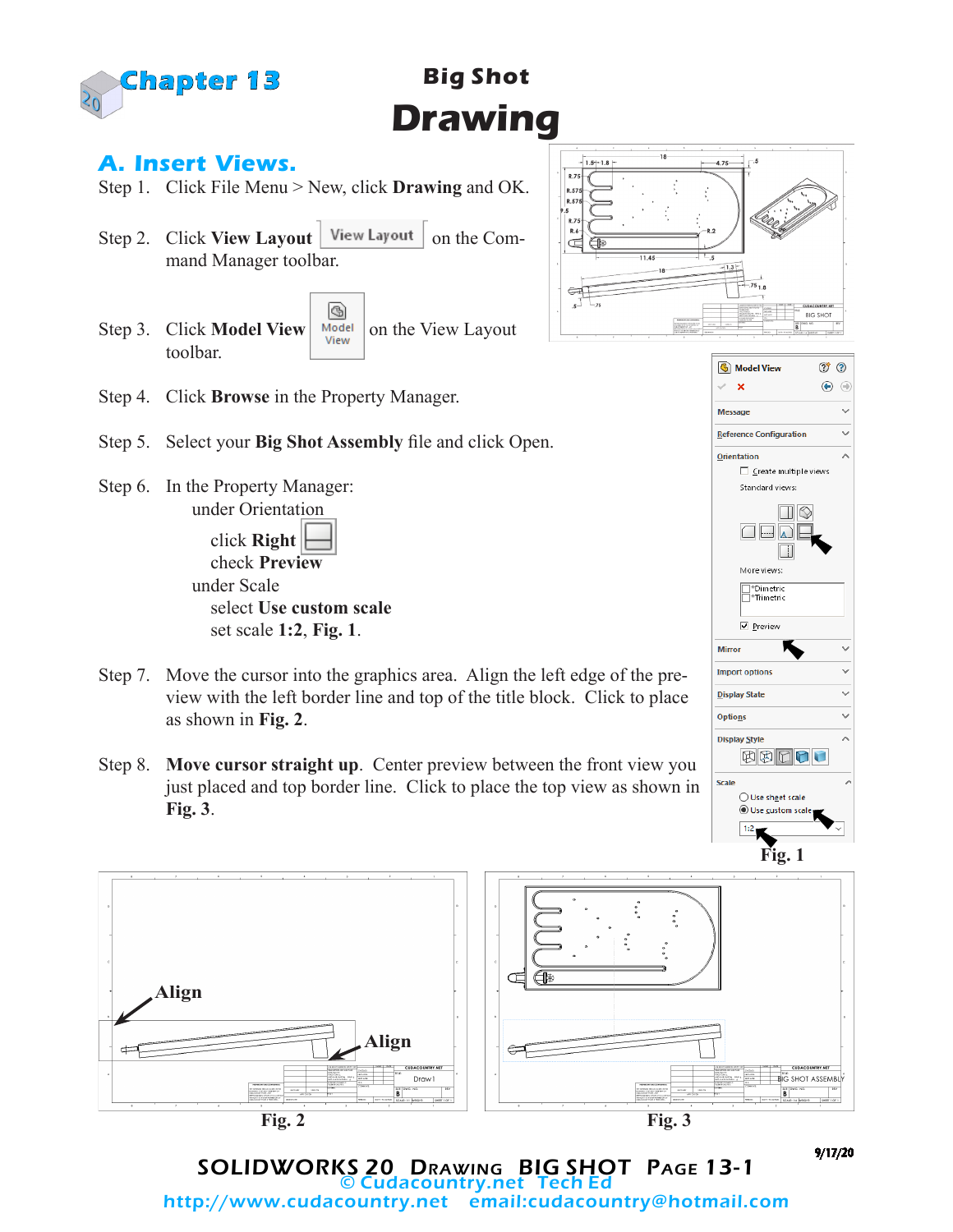# Chapter 13

## Big Shot Drawing

### A. Insert Views.

Step 1. Click File Menu > New, click **Drawing** and OK.

Step 2. Click **View Layout** View Layout on the Command Manager toolbar.

Step 3. Click **Model View** Model View on the View Layout toolbar.

Step 4. Click **Browse** in the Property Manager.

Step 5. Select your **Big Shot Assembly** file and click Open.

Step 6. In the Property Manager:
 under Orientation
  click **Right**
  check **Preview**
 under Scale
  select **Use custom scale**
  set scale **1:2**, **Fig. 1**.

Step 7. Move the cursor into the graphics area. Align the left edge of the preview with the left border line and top of the title block. Click to place as shown in **Fig. 2**.

Step 8. **Move cursor straight up**. Center preview between the front view you just placed and top border line. Click to place the top view as shown in **Fig. 3**.

**Fig. 1**

**Fig. 2**

**Fig. 3**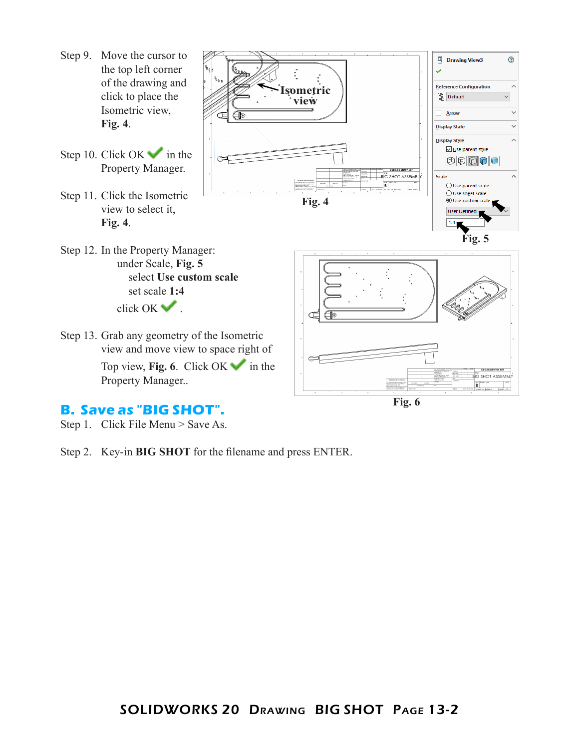Step 9. Move the cursor to the top left corner of the drawing and click to place the Isometric view, **Fig. 4**.

Step 10. Click OK ✔ in the Property Manager.

Step 11. Click the Isometric view to select it, **Fig. 4**.

Fig. 4

Fig. 5

Step 12. In the Property Manager:
under Scale, **Fig. 5**
select **Use custom scale**
set scale **1:4**
click OK ✔ .

Step 13. Grab any geometry of the Isometric view and move view to space right of Top view, **Fig. 6**. Click OK ✔ in the Property Manager..

Fig. 6

## B. Save as "BIG SHOT".

Step 1. Click File Menu > Save As.

Step 2. Key-in **BIG SHOT** for the filename and press ENTER.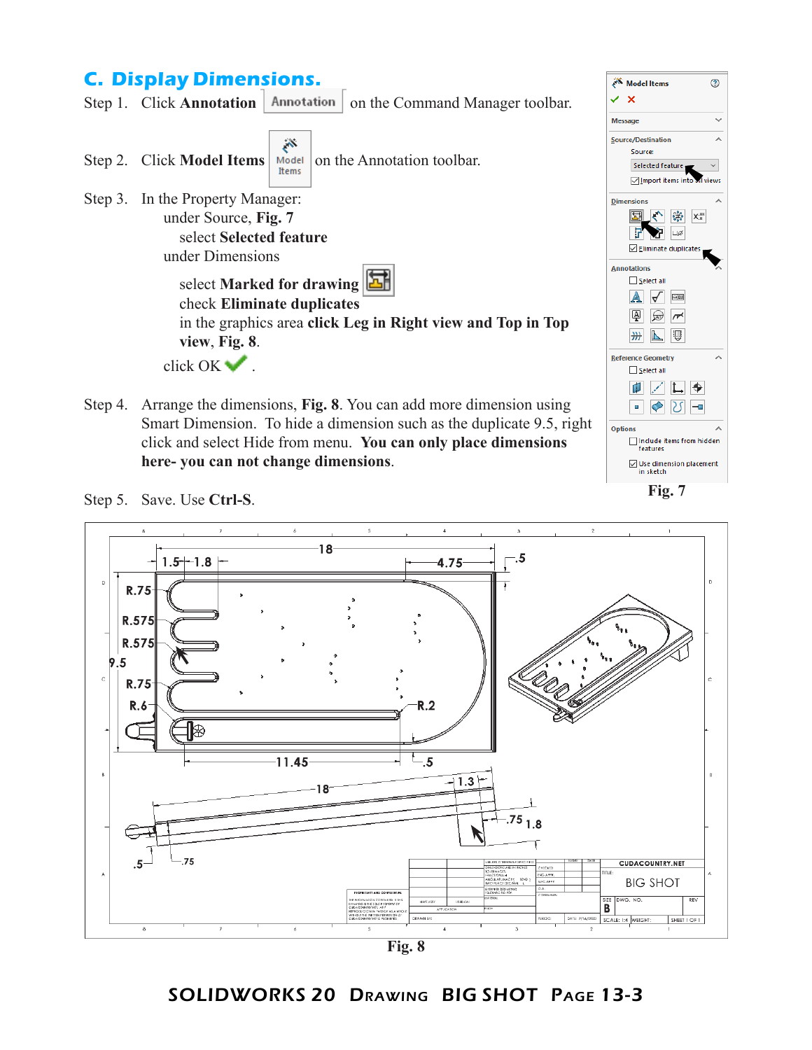## C. Display Dimensions.

Step 1. Click **Annotation** [Annotation] on the Command Manager toolbar.

Step 2. Click **Model Items** [Model Items] on the Annotation toolbar.

Step 3. In the Property Manager:
    under Source, **Fig. 7**
        select **Selected feature**
    under Dimensions
        select **Marked for drawing**
        check **Eliminate duplicates**
        in the graphics area **click Leg in Right view and Top in Top view**, **Fig. 8**.
    click OK ✔.

Step 4. Arrange the dimensions, **Fig. 8**. You can add more dimension using Smart Dimension. To hide a dimension such as the duplicate 9.5, right click and select Hide from menu. **You can only place dimensions here- you can not change dimensions**.

Step 5. Save. Use **Ctrl-S**.

Fig. 7

Fig. 8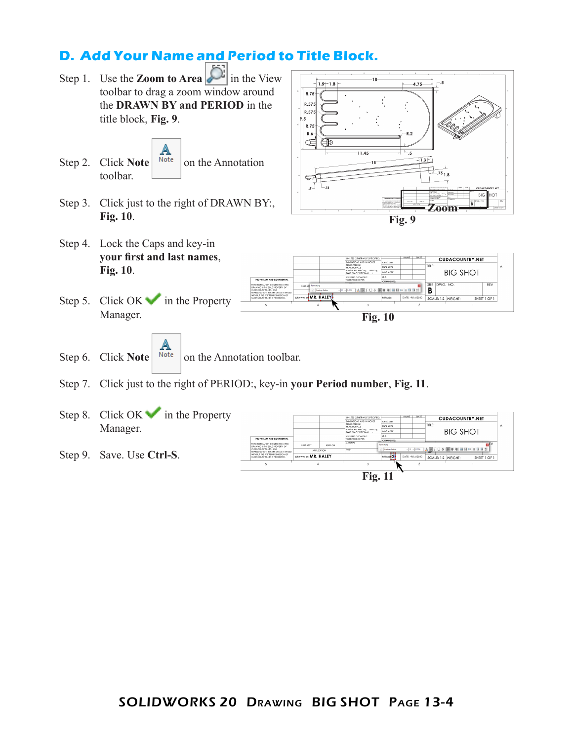## D. Add Your Name and Period to Title Block.

Step 1. Use the **Zoom to Area** in the View toolbar to drag a zoom window around the **DRAWN BY and PERIOD** in the title block, **Fig. 9**.

Fig. 9

Step 2. Click **Note** on the Annotation toolbar.

Step 3. Click just to the right of DRAWN BY:, **Fig. 10**.

Step 4. Lock the Caps and key-in **your first and last names**, **Fig. 10**.

Step 5. Click OK in the Property Manager.

Fig. 10

Step 6. Click **Note** on the Annotation toolbar.

Step 7. Click just to the right of PERIOD:, key-in **your Period number**, **Fig. 11**.

Step 8. Click OK in the Property Manager.

Step 9. Save. Use **Ctrl-S**.

Fig. 11